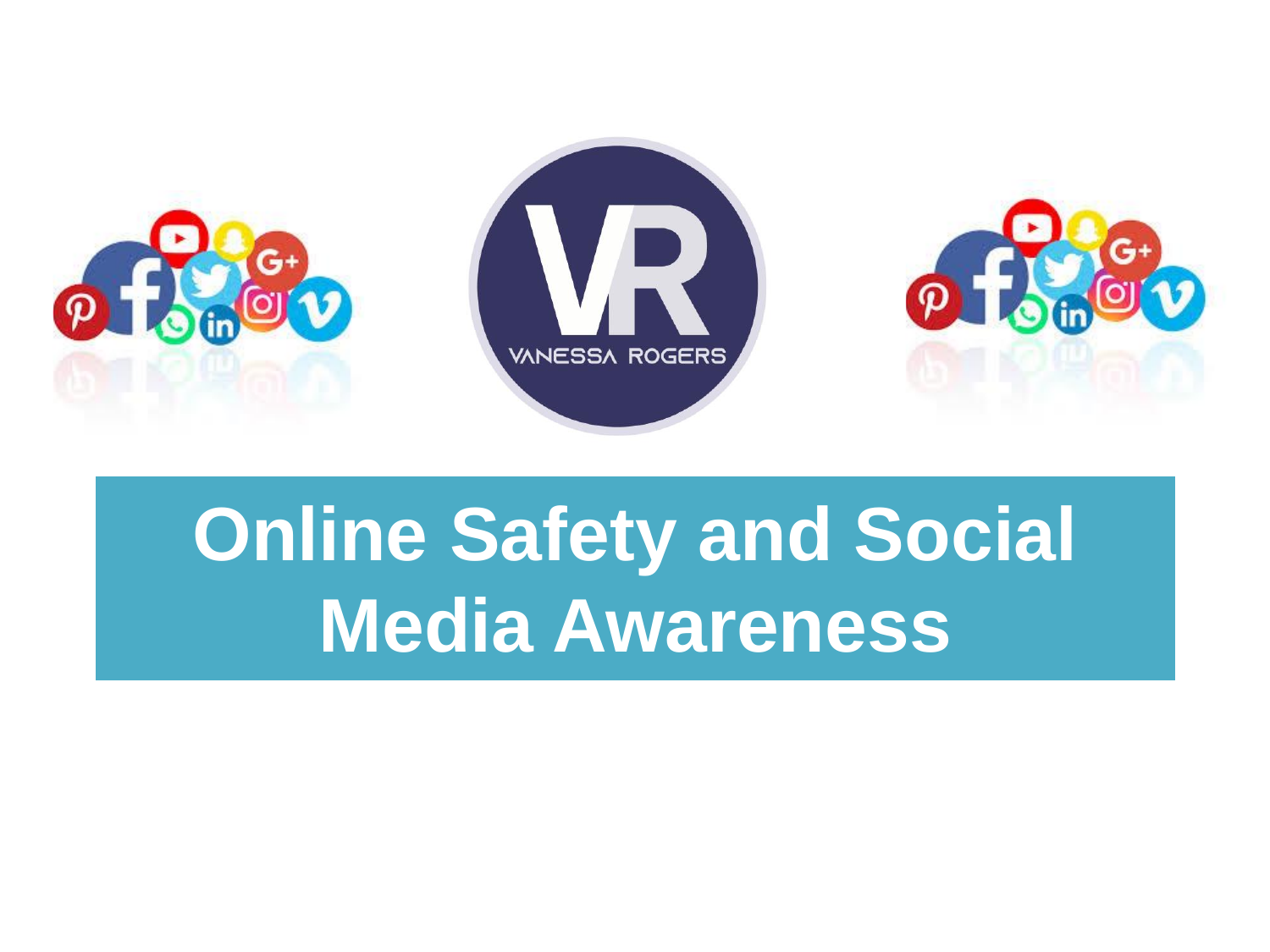VANESSA ROGERS

# Online Safety and Social Media Awareness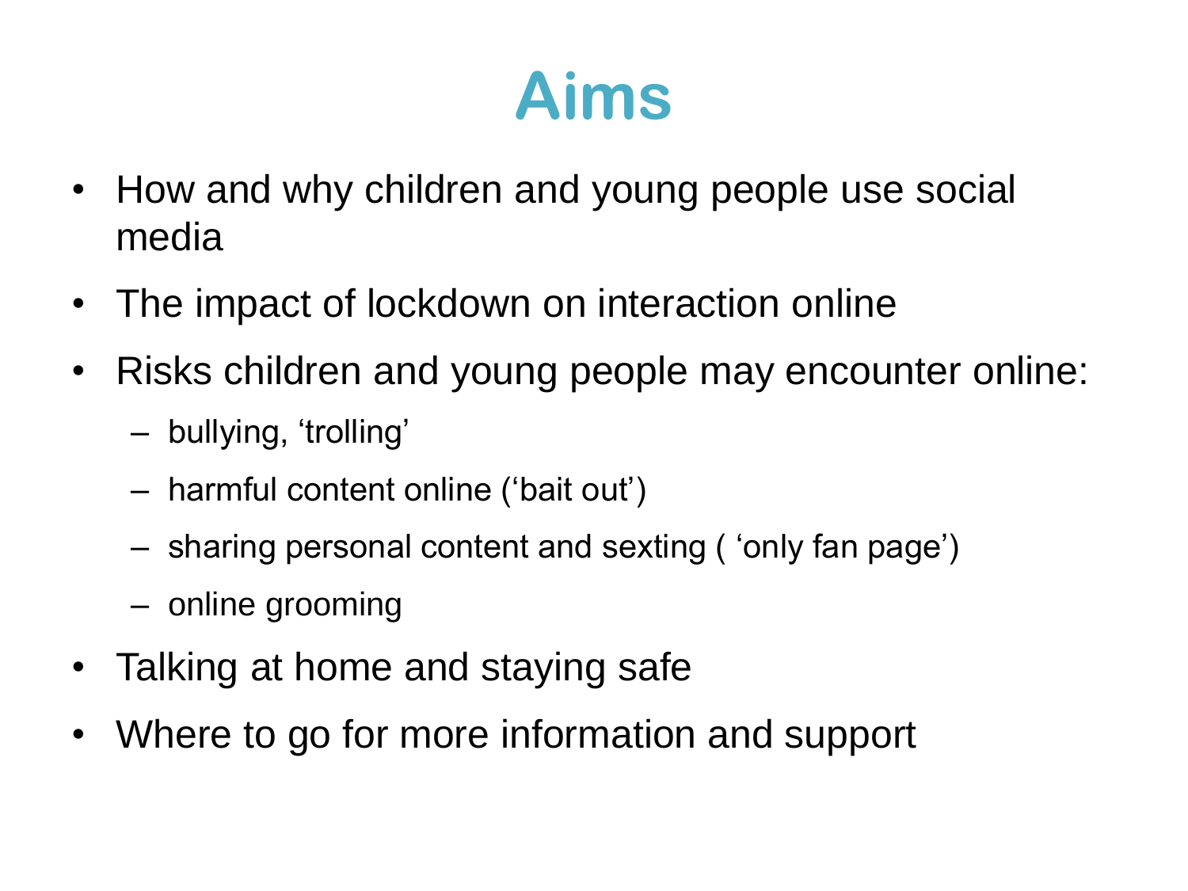# Aims

- How and why children and young people use social media
- The impact of lockdown on interaction online
- Risks children and young people may encounter online:
  - bullying, 'trolling'
  - harmful content online ('bait out')
  - sharing personal content and sexting ( 'only fan page')
  - online grooming
- Talking at home and staying safe
- Where to go for more information and support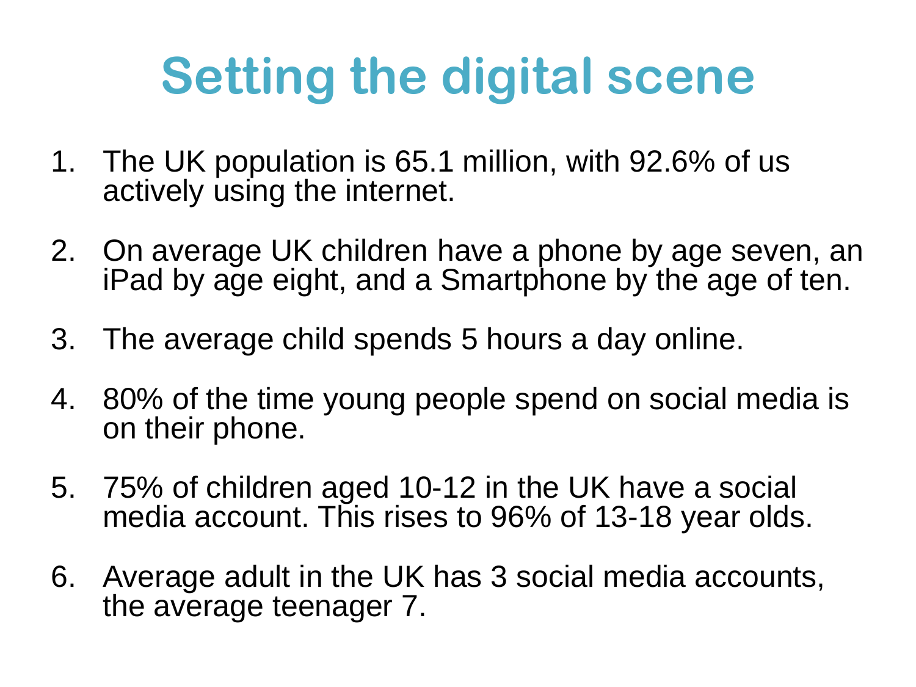# Setting the digital scene

1. The UK population is 65.1 million, with 92.6% of us actively using the internet.

2. On average UK children have a phone by age seven, an iPad by age eight, and a Smartphone by the age of ten.

3. The average child spends 5 hours a day online.

4. 80% of the time young people spend on social media is on their phone.

5. 75% of children aged 10-12 in the UK have a social media account. This rises to 96% of 13-18 year olds.

6. Average adult in the UK has 3 social media accounts, the average teenager 7.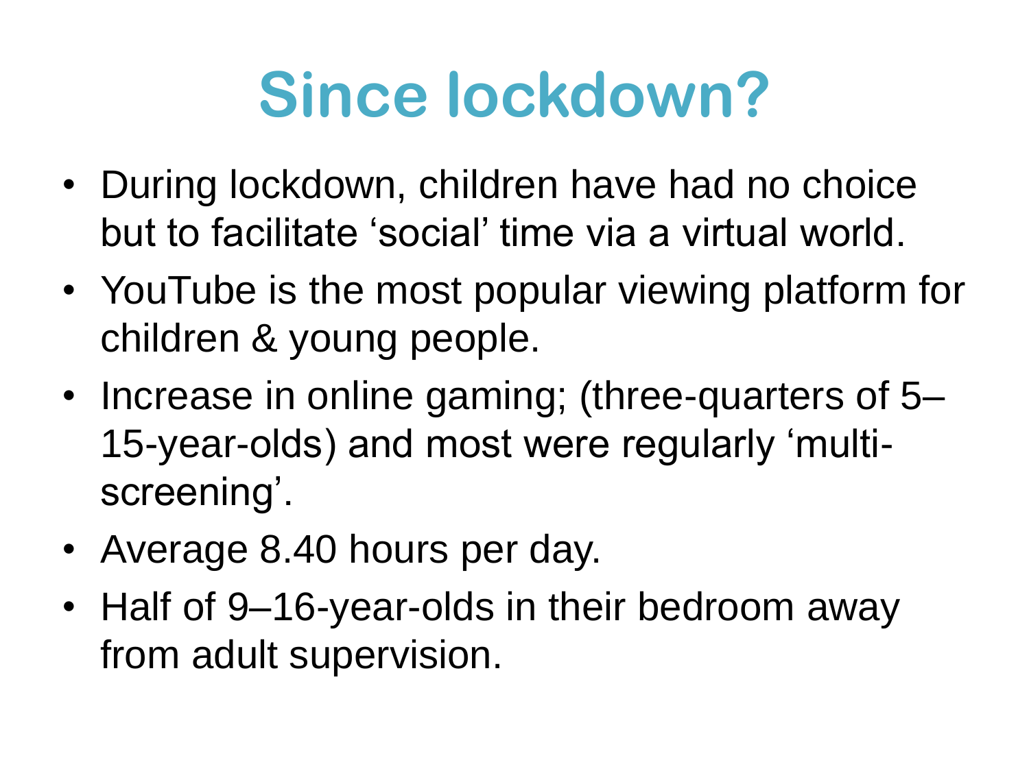# Since lockdown?

- During lockdown, children have had no choice but to facilitate 'social' time via a virtual world.
- YouTube is the most popular viewing platform for children & young people.
- Increase in online gaming; (three-quarters of 5–15-year-olds) and most were regularly 'multi-screening'.
- Average 8.40 hours per day.
- Half of 9–16-year-olds in their bedroom away from adult supervision.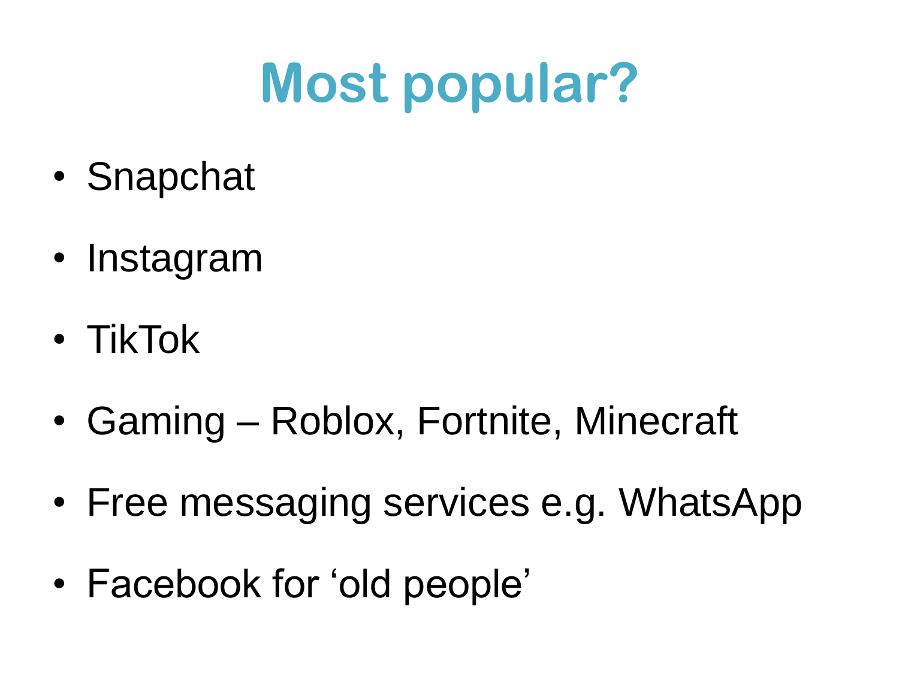# Most popular?

- Snapchat
- Instagram
- TikTok
- Gaming – Roblox, Fortnite, Minecraft
- Free messaging services e.g. WhatsApp
- Facebook for 'old people'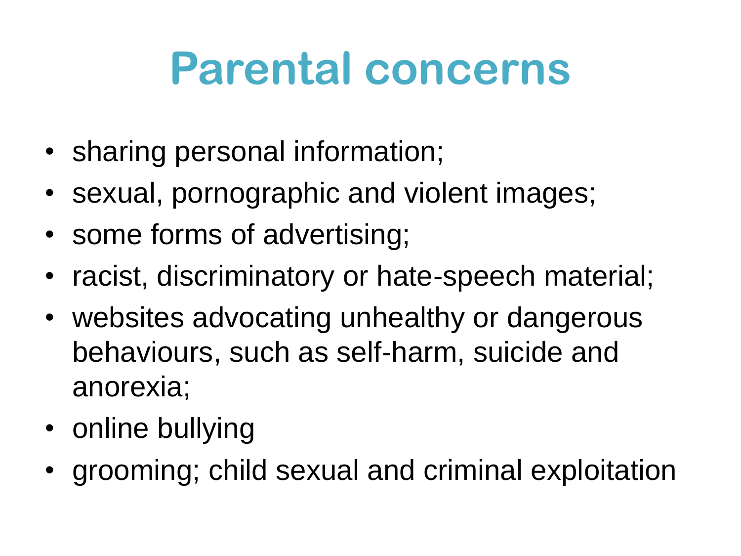# Parental concerns

- sharing personal information;
- sexual, pornographic and violent images;
- some forms of advertising;
- racist, discriminatory or hate-speech material;
- websites advocating unhealthy or dangerous behaviours, such as self-harm, suicide and anorexia;
- online bullying
- grooming; child sexual and criminal exploitation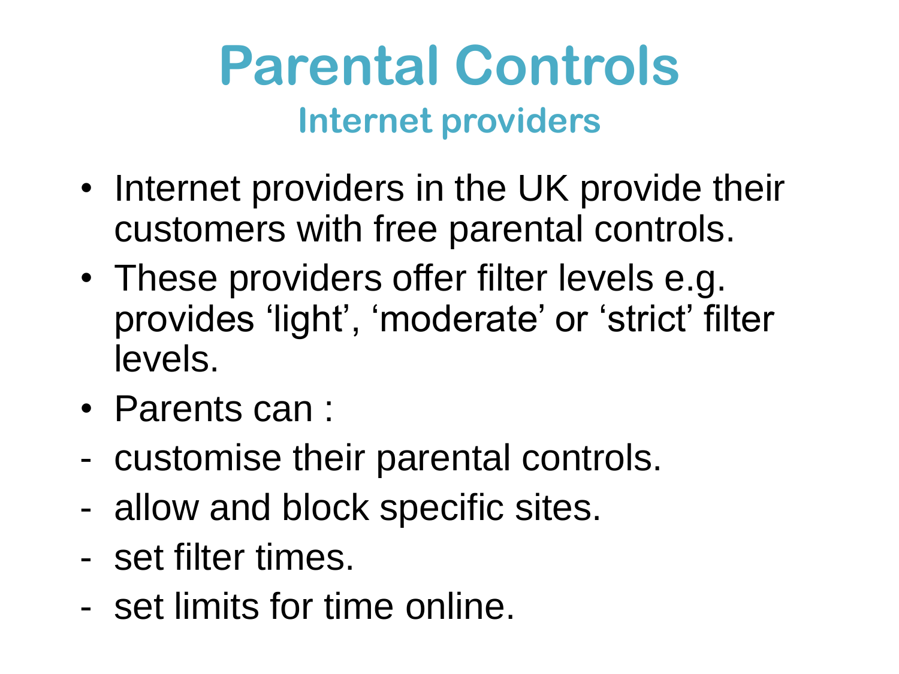# Parental Controls

## Internet providers

- Internet providers in the UK provide their customers with free parental controls.
- These providers offer filter levels e.g. provides ‘light’, ‘moderate’ or ‘strict’ filter levels.
- Parents can :

- customise their parental controls.
- allow and block specific sites.
- set filter times.
- set limits for time online.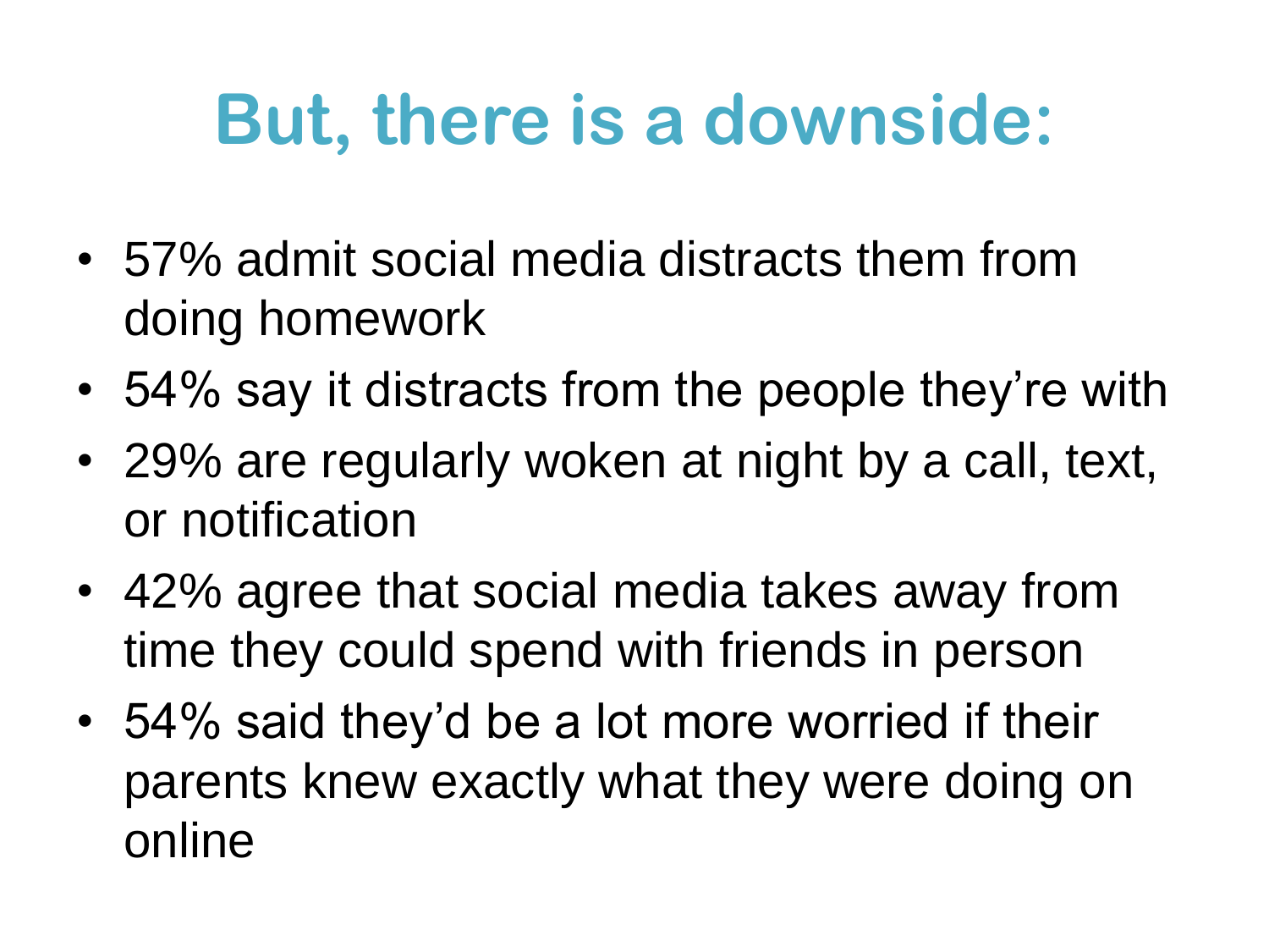# But, there is a downside:

- 57% admit social media distracts them from doing homework
- 54% say it distracts from the people they're with
- 29% are regularly woken at night by a call, text, or notification
- 42% agree that social media takes away from time they could spend with friends in person
- 54% said they'd be a lot more worried if their parents knew exactly what they were doing on online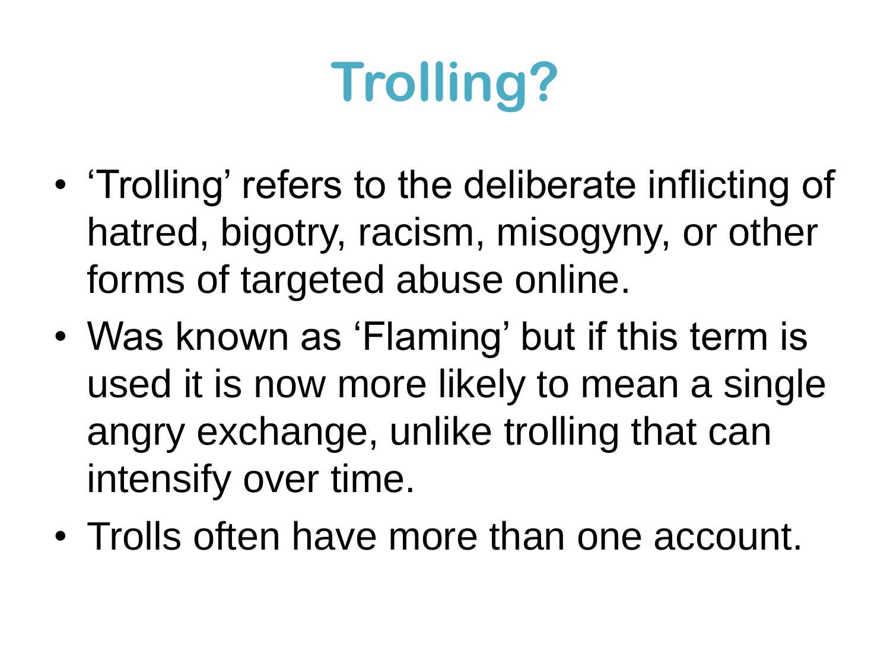# Trolling?

- ‘Trolling’ refers to the deliberate inflicting of hatred, bigotry, racism, misogyny, or other forms of targeted abuse online.
- Was known as ‘Flaming’ but if this term is used it is now more likely to mean a single angry exchange, unlike trolling that can intensify over time.
- Trolls often have more than one account.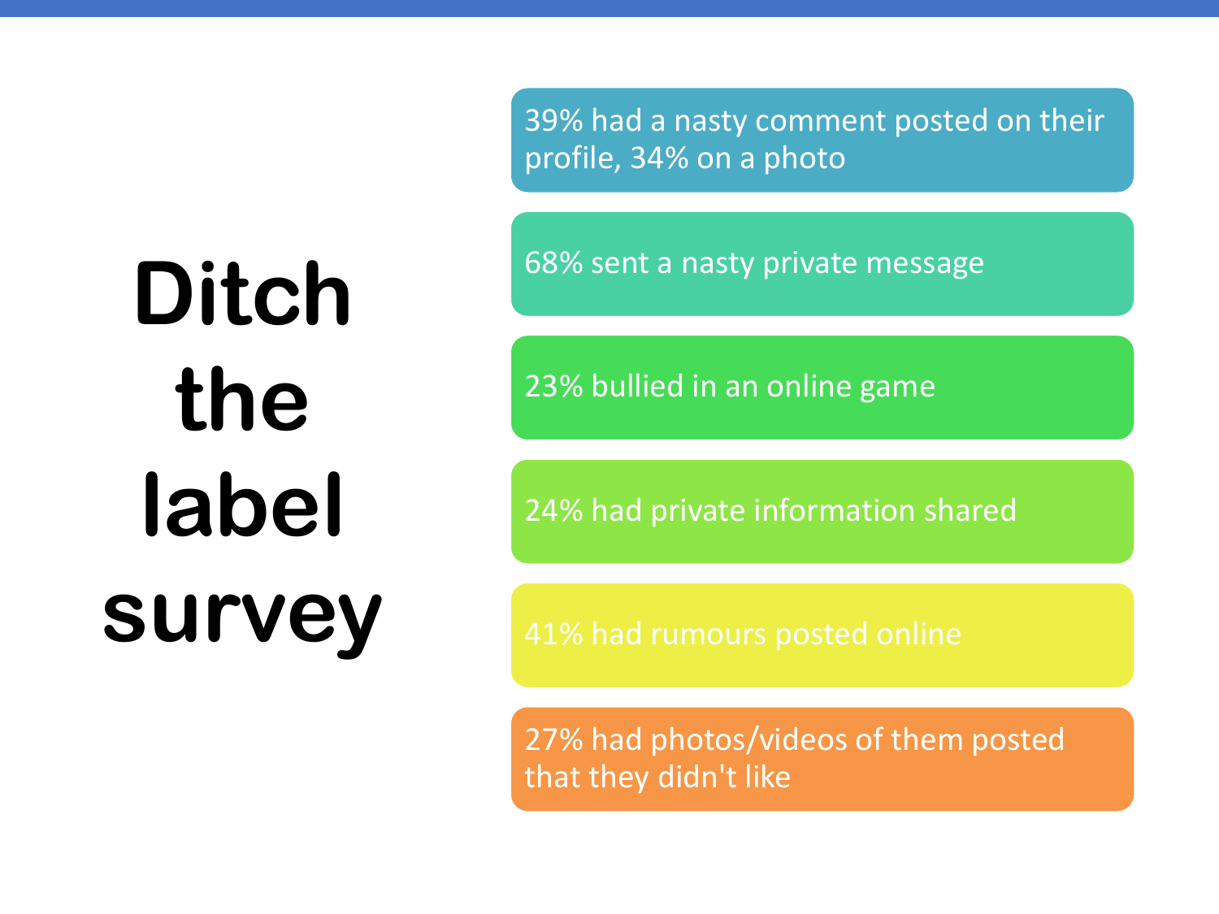# Ditch the label survey

- 39% had a nasty comment posted on their profile, 34% on a photo
- 68% sent a nasty private message
- 23% bullied in an online game
- 24% had private information shared
- 41% had rumours posted online
- 27% had photos/videos of them posted that they didn't like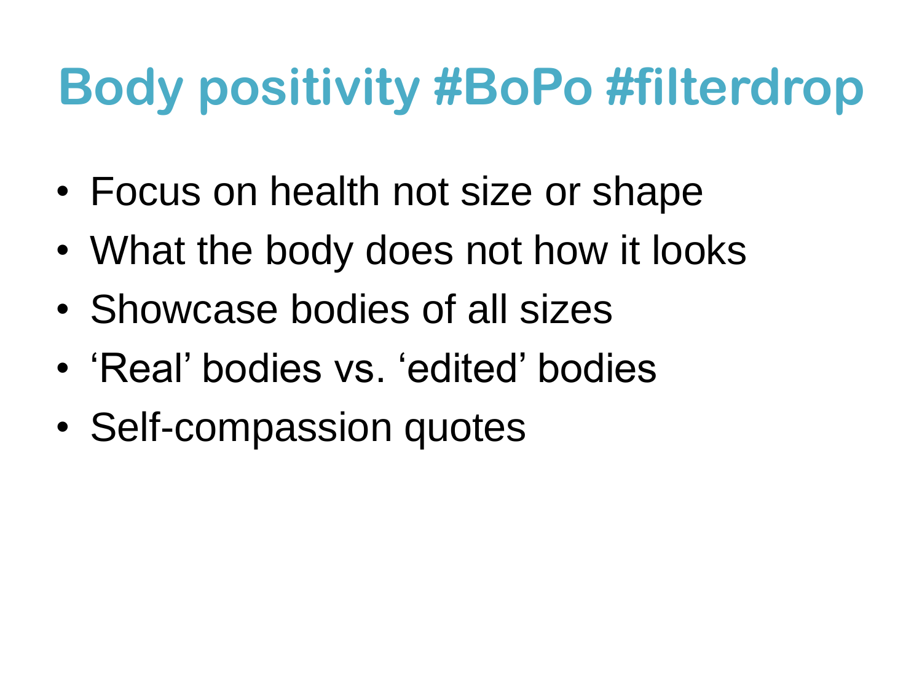# Body positivity #BoPo #filterdrop

- Focus on health not size or shape
- What the body does not how it looks
- Showcase bodies of all sizes
- ‘Real’ bodies vs. ‘edited’ bodies
- Self-compassion quotes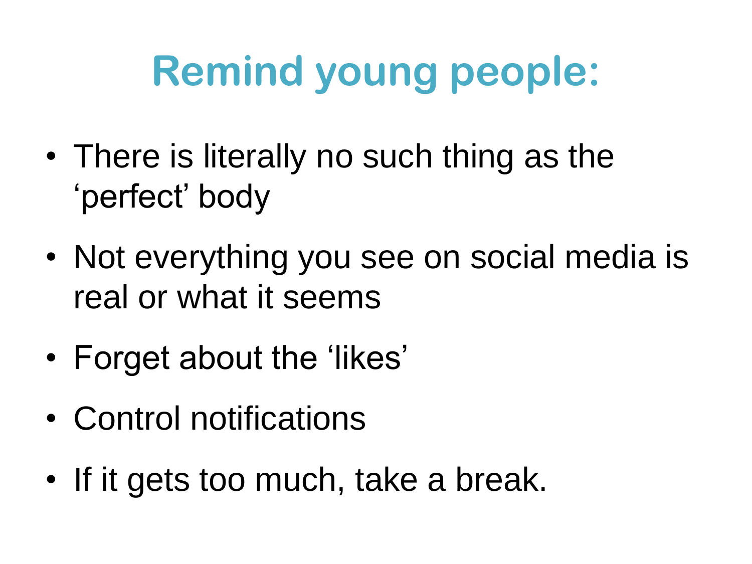# Remind young people:

- There is literally no such thing as the 'perfect' body
- Not everything you see on social media is real or what it seems
- Forget about the 'likes'
- Control notifications
- If it gets too much, take a break.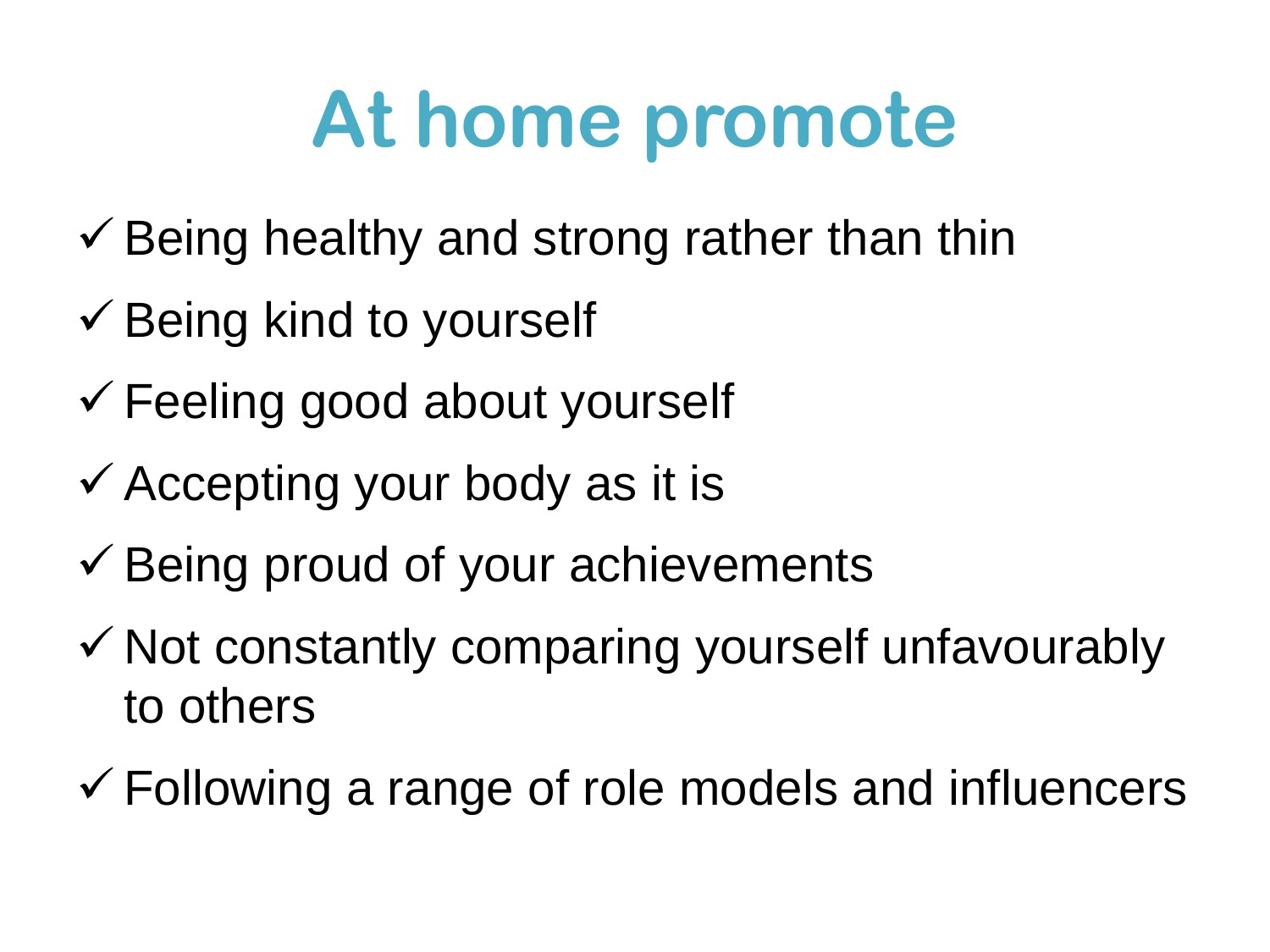# At home promote

- ✓ Being healthy and strong rather than thin
- ✓ Being kind to yourself
- ✓ Feeling good about yourself
- ✓ Accepting your body as it is
- ✓ Being proud of your achievements
- ✓ Not constantly comparing yourself unfavourably to others
- ✓ Following a range of role models and influencers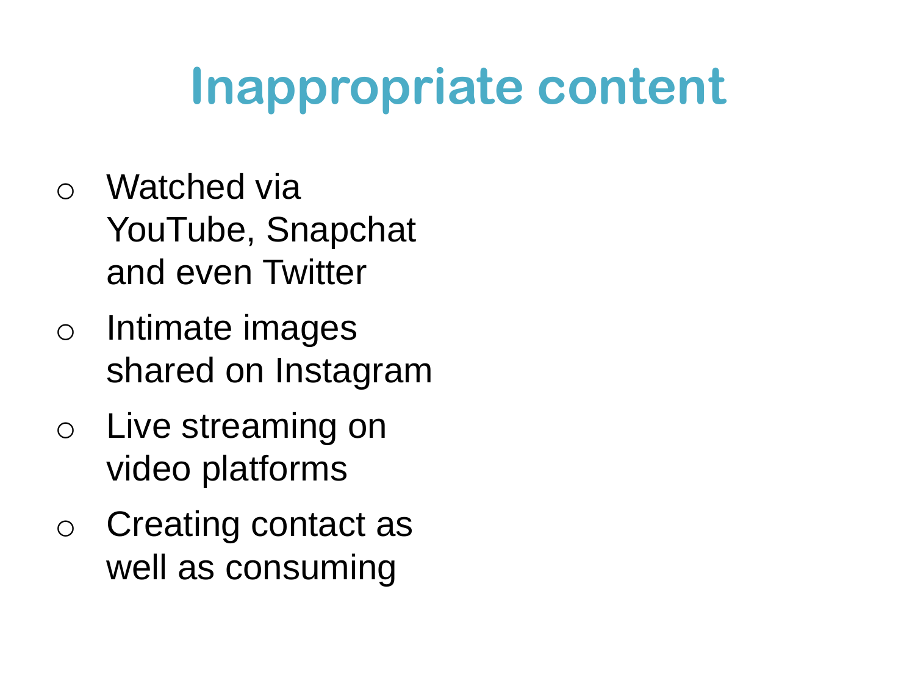# Inappropriate content

- Watched via YouTube, Snapchat and even Twitter
- Intimate images shared on Instagram
- Live streaming on video platforms
- Creating contact as well as consuming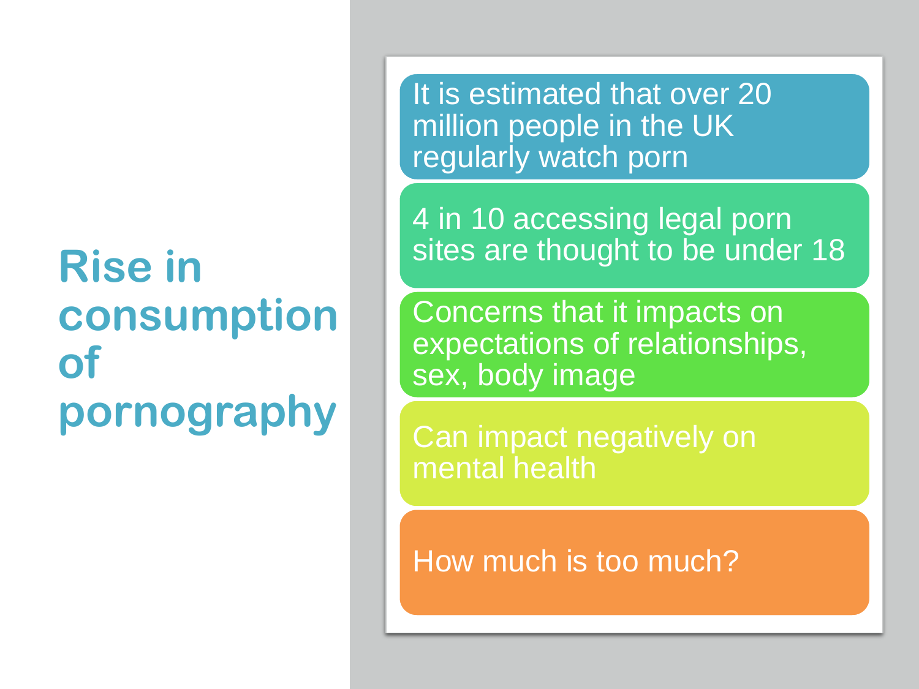# Rise in consumption of pornography

- It is estimated that over 20 million people in the UK regularly watch porn
- 4 in 10 accessing legal porn sites are thought to be under 18
- Concerns that it impacts on expectations of relationships, sex, body image
- Can impact negatively on mental health
- How much is too much?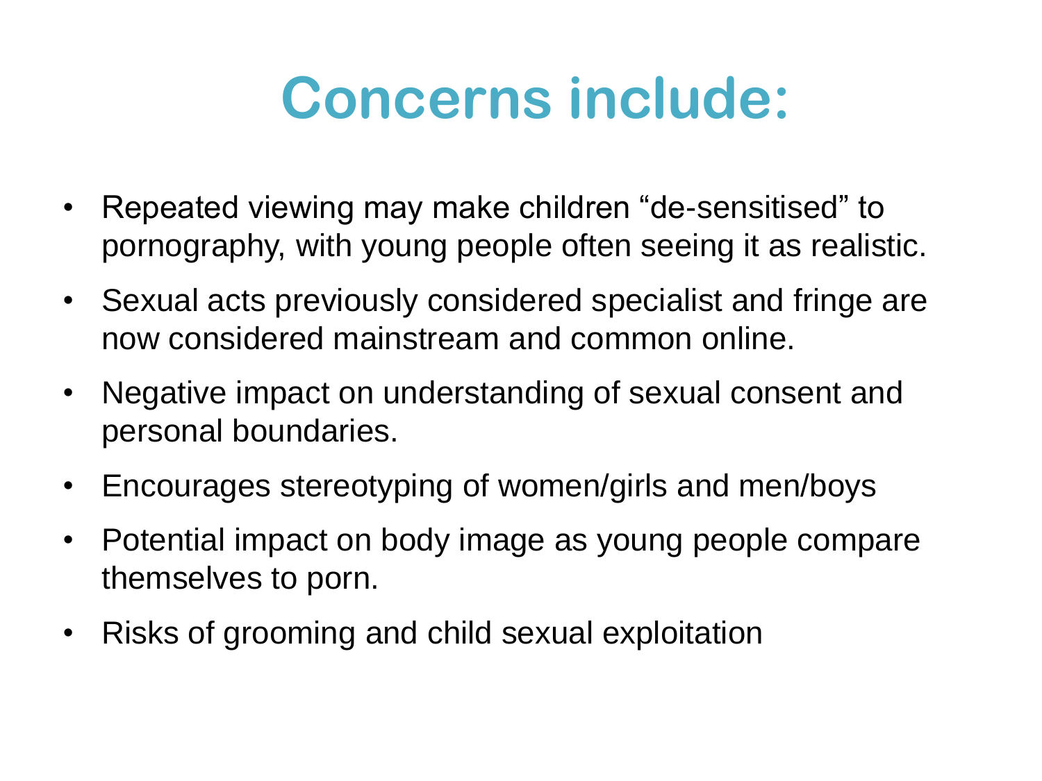# Concerns include:

- Repeated viewing may make children "de-sensitised" to pornography, with young people often seeing it as realistic.
- Sexual acts previously considered specialist and fringe are now considered mainstream and common online.
- Negative impact on understanding of sexual consent and personal boundaries.
- Encourages stereotyping of women/girls and men/boys
- Potential impact on body image as young people compare themselves to porn.
- Risks of grooming and child sexual exploitation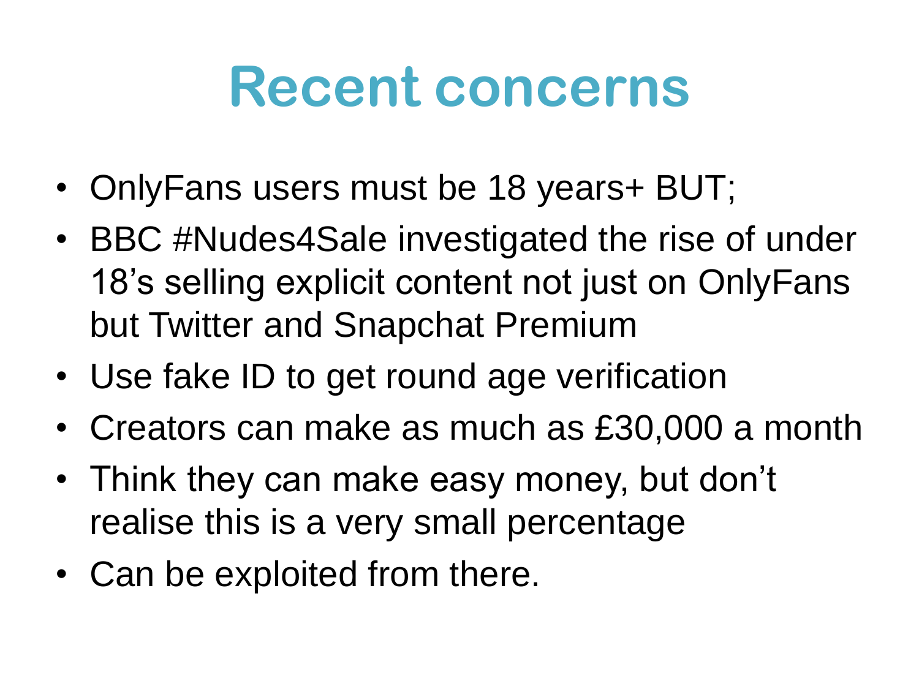# Recent concerns

- OnlyFans users must be 18 years+ BUT;
- BBC #Nudes4Sale investigated the rise of under 18's selling explicit content not just on OnlyFans but Twitter and Snapchat Premium
- Use fake ID to get round age verification
- Creators can make as much as £30,000 a month
- Think they can make easy money, but don't realise this is a very small percentage
- Can be exploited from there.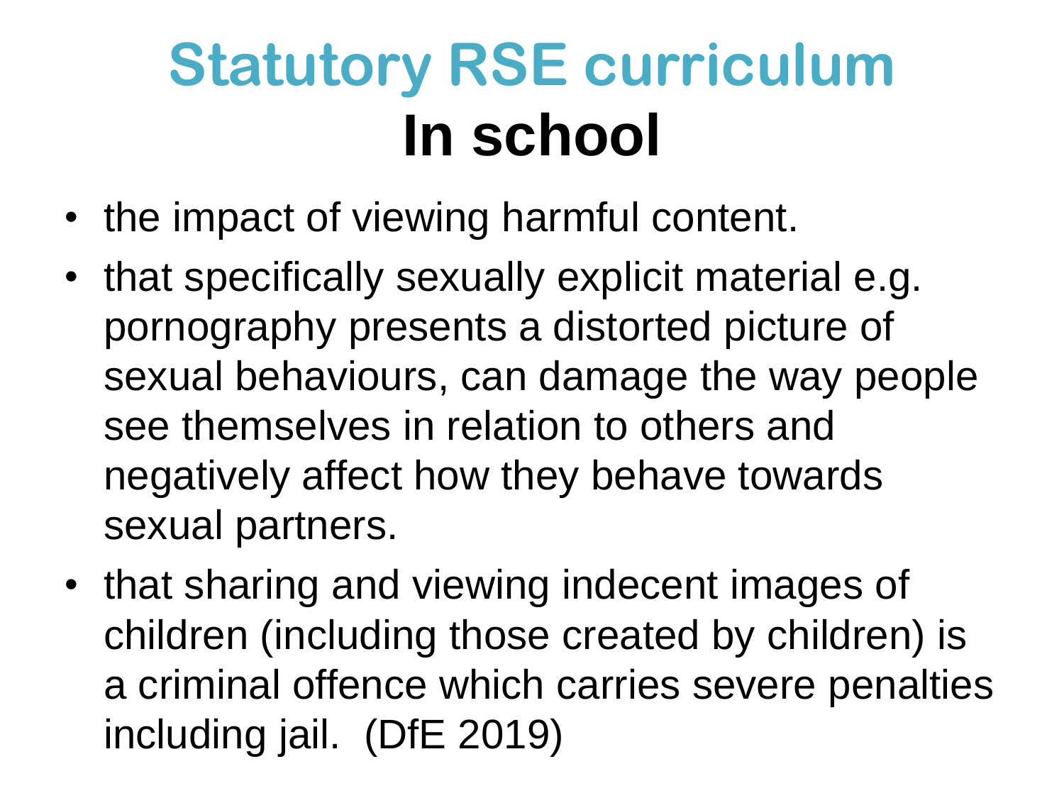# Statutory RSE curriculum
# In school

- the impact of viewing harmful content.
- that specifically sexually explicit material e.g. pornography presents a distorted picture of sexual behaviours, can damage the way people see themselves in relation to others and negatively affect how they behave towards sexual partners.
- that sharing and viewing indecent images of children (including those created by children) is a criminal offence which carries severe penalties including jail. (DfE 2019)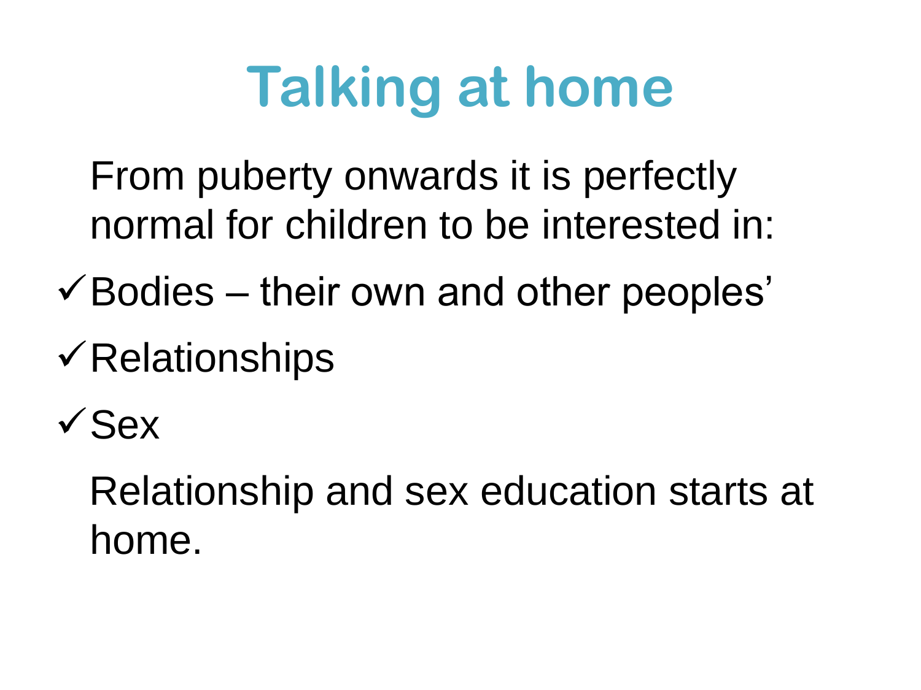# Talking at home

From puberty onwards it is perfectly normal for children to be interested in:

- ✓ Bodies – their own and other peoples'
- ✓ Relationships
- ✓ Sex

Relationship and sex education starts at home.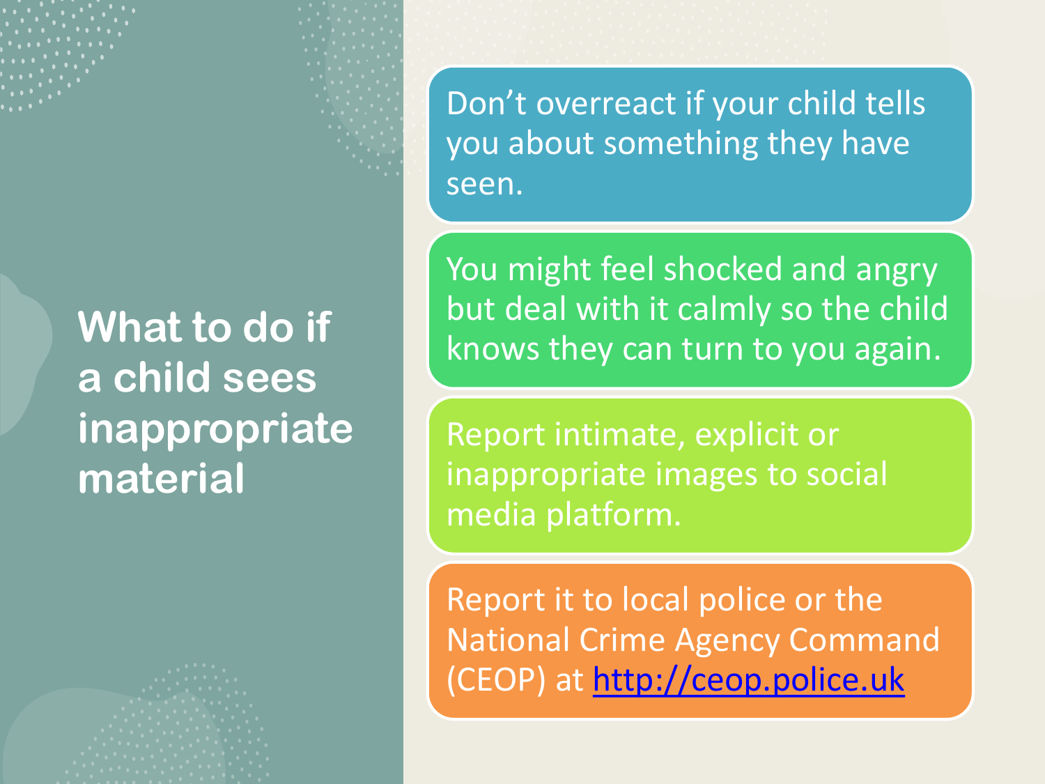# What to do if a child sees inappropriate material

- Don't overreact if your child tells you about something they have seen.
- You might feel shocked and angry but deal with it calmly so the child knows they can turn to you again.
- Report intimate, explicit or inappropriate images to social media platform.
- Report it to local police or the National Crime Agency Command (CEOP) at [http://ceop.police.uk](http://ceop.police.uk)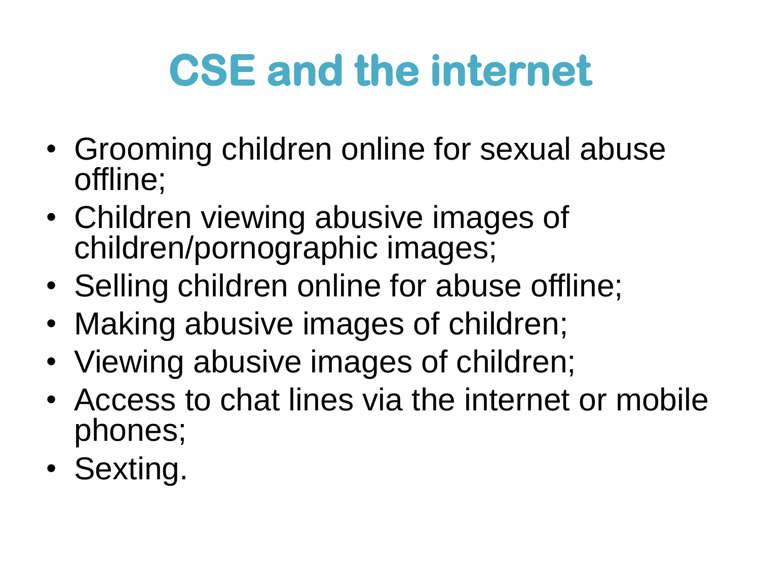# CSE and the internet

- Grooming children online for sexual abuse offline;
- Children viewing abusive images of children/pornographic images;
- Selling children online for abuse offline;
- Making abusive images of children;
- Viewing abusive images of children;
- Access to chat lines via the internet or mobile phones;
- Sexting.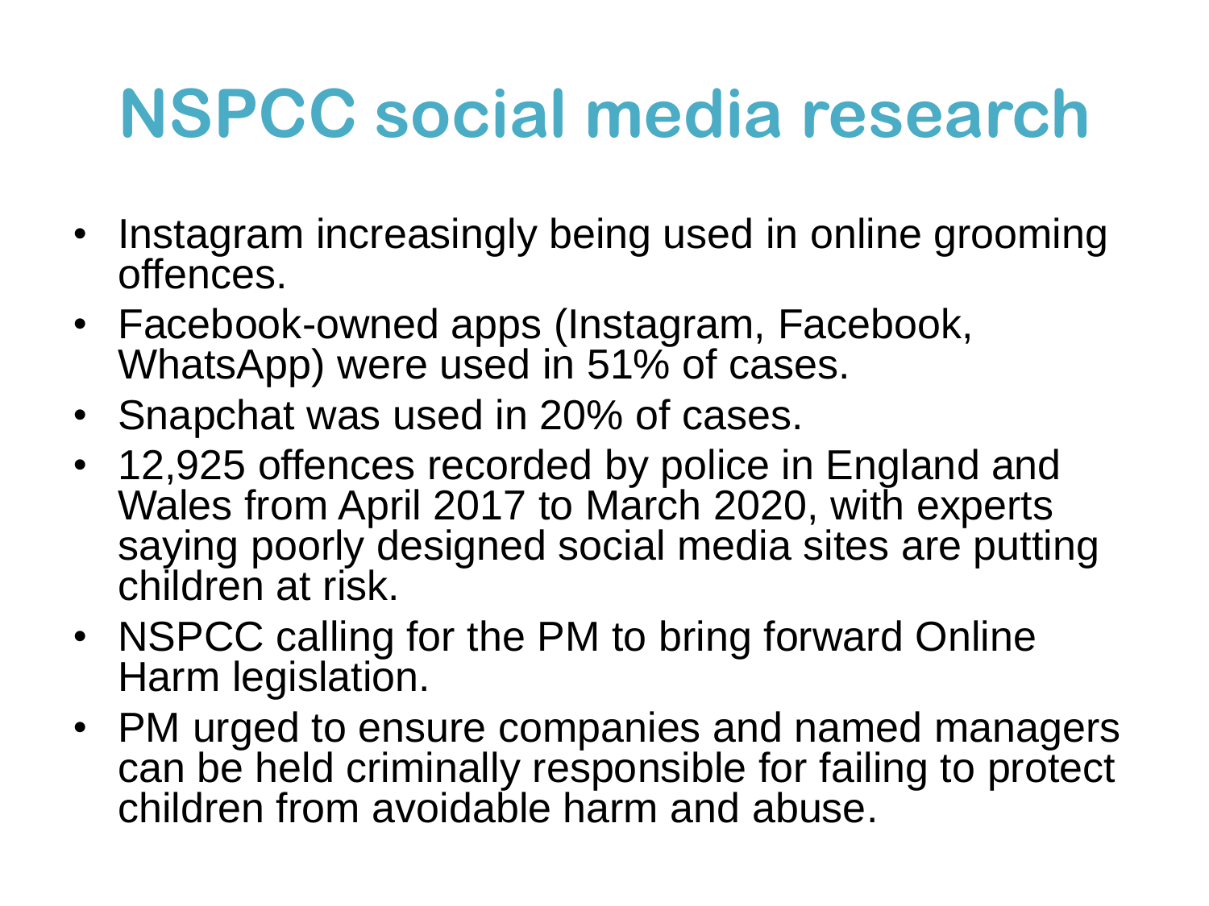# NSPCC social media research

- Instagram increasingly being used in online grooming offences.
- Facebook-owned apps (Instagram, Facebook, WhatsApp) were used in 51% of cases.
- Snapchat was used in 20% of cases.
- 12,925 offences recorded by police in England and Wales from April 2017 to March 2020, with experts saying poorly designed social media sites are putting children at risk.
- NSPCC calling for the PM to bring forward Online Harm legislation.
- PM urged to ensure companies and named managers can be held criminally responsible for failing to protect children from avoidable harm and abuse.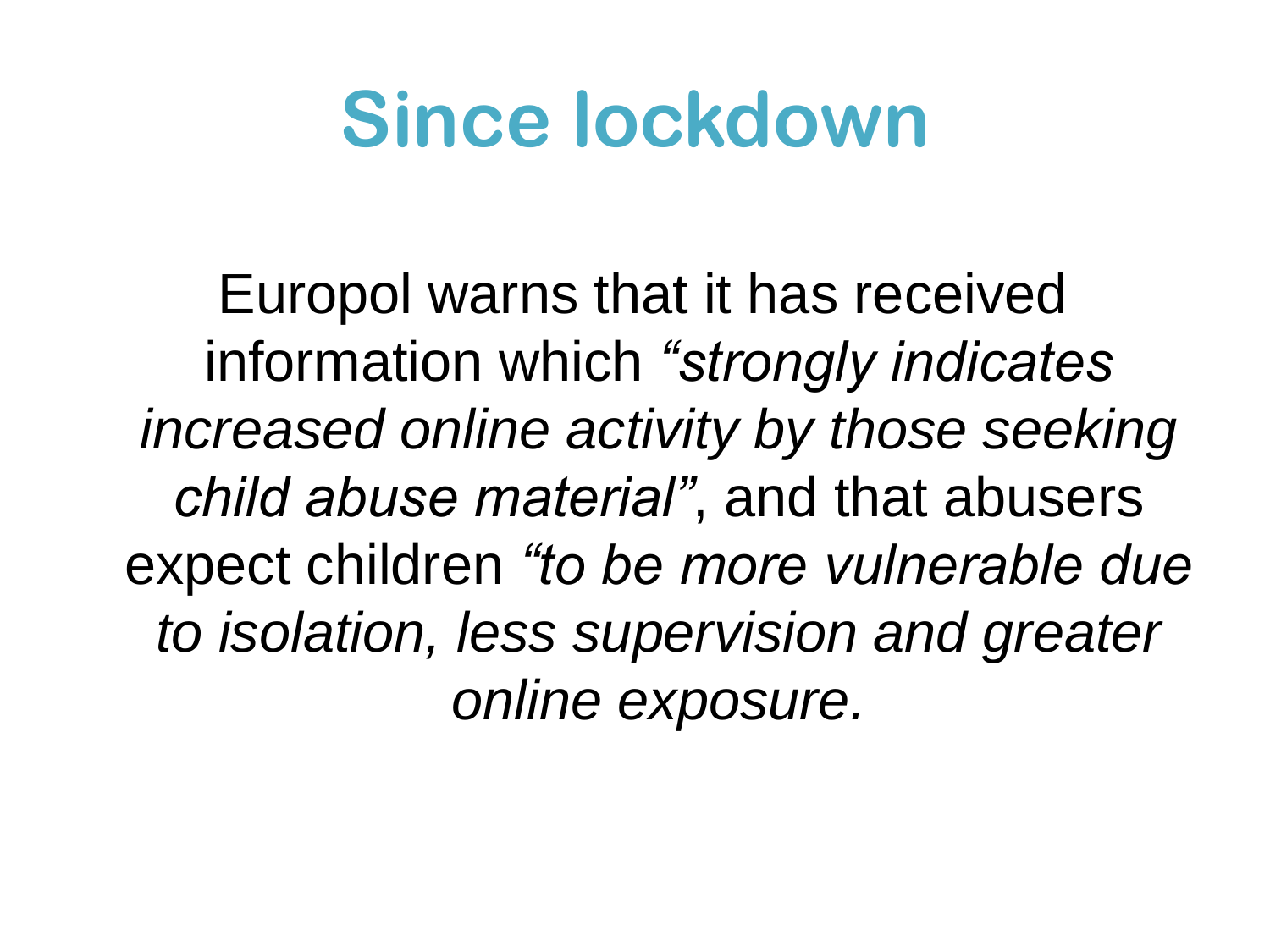# Since lockdown

Europol warns that it has received information which *“strongly indicates increased online activity by those seeking child abuse material”*, and that abusers expect children *“to be more vulnerable due to isolation, less supervision and greater online exposure.*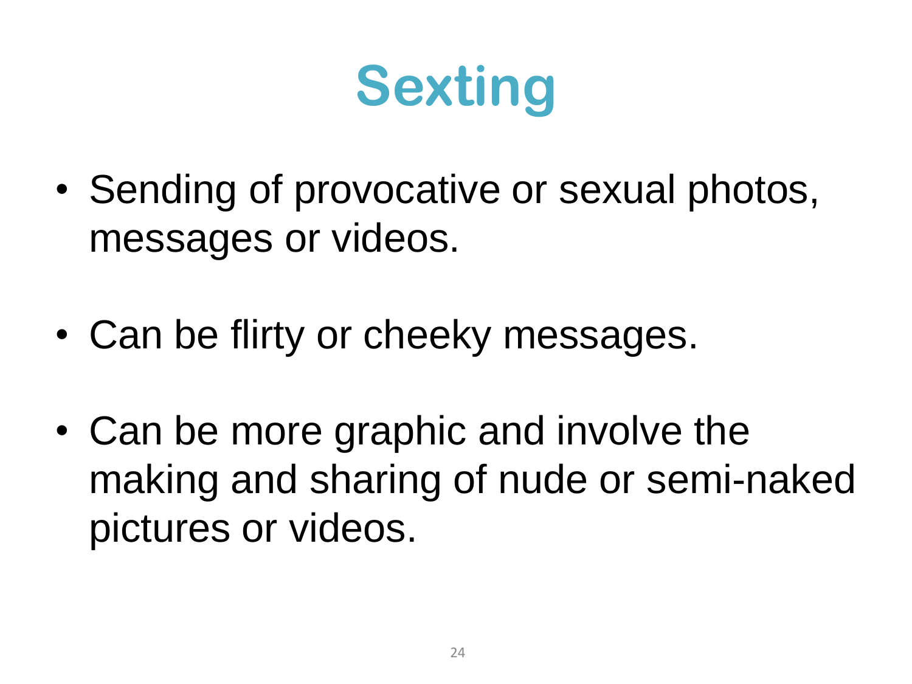# Sexting

- Sending of provocative or sexual photos, messages or videos.
- Can be flirty or cheeky messages.
- Can be more graphic and involve the making and sharing of nude or semi-naked pictures or videos.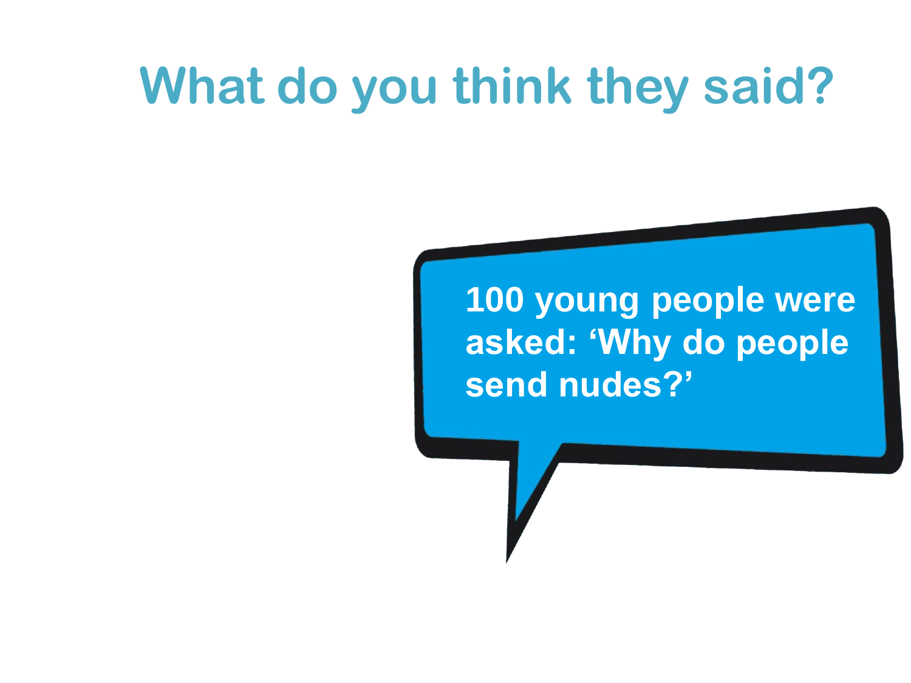# What do you think they said?

**100 young people were asked: 'Why do people send nudes?'**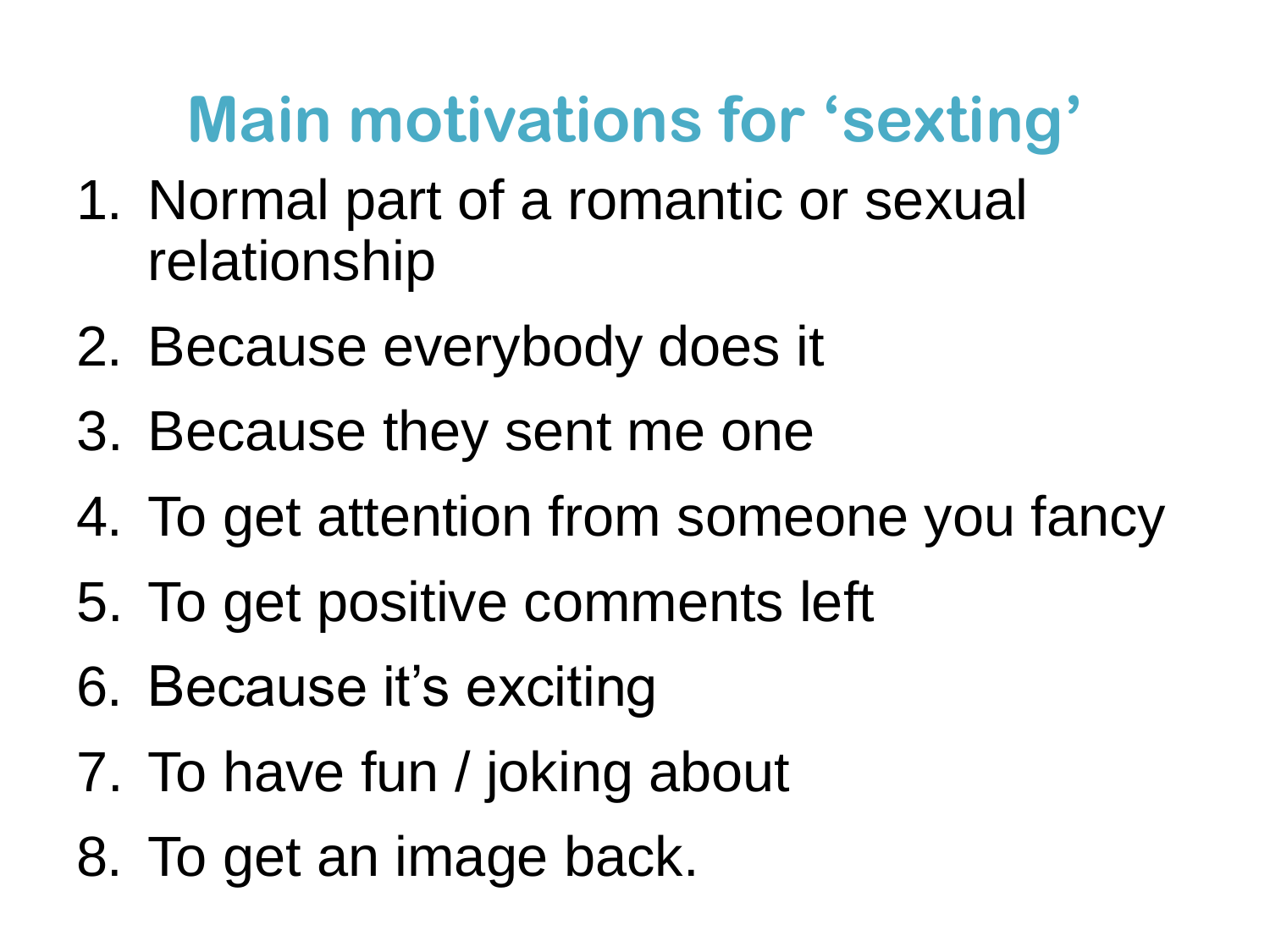# Main motivations for ‘sexting’

1. Normal part of a romantic or sexual relationship
2. Because everybody does it
3. Because they sent me one
4. To get attention from someone you fancy
5. To get positive comments left
6. Because it’s exciting
7. To have fun / joking about
8. To get an image back.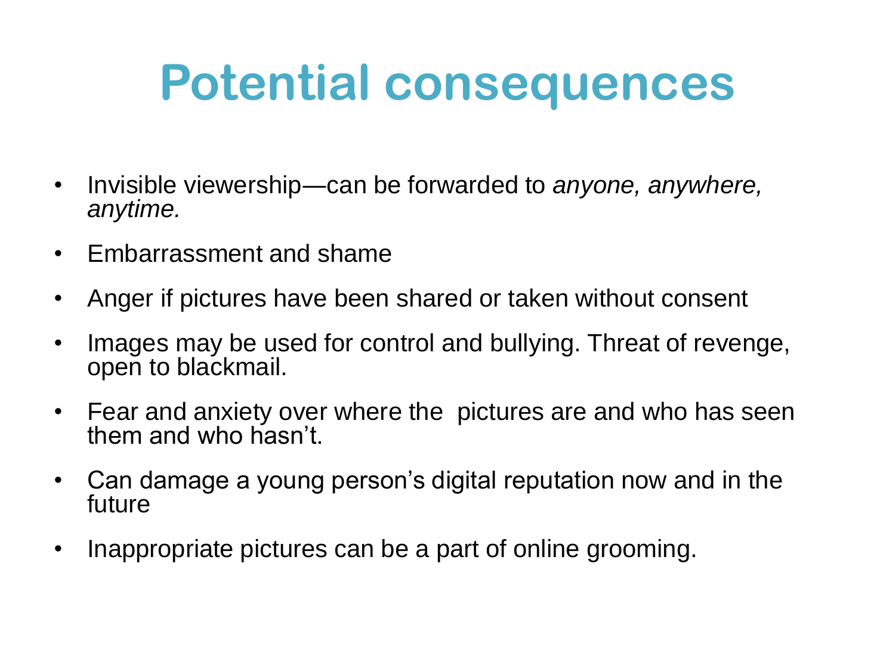# Potential consequences

- Invisible viewership—can be forwarded to *anyone, anywhere, anytime.*
- Embarrassment and shame
- Anger if pictures have been shared or taken without consent
- Images may be used for control and bullying. Threat of revenge, open to blackmail.
- Fear and anxiety over where the pictures are and who has seen them and who hasn't.
- Can damage a young person's digital reputation now and in the future
- Inappropriate pictures can be a part of online grooming.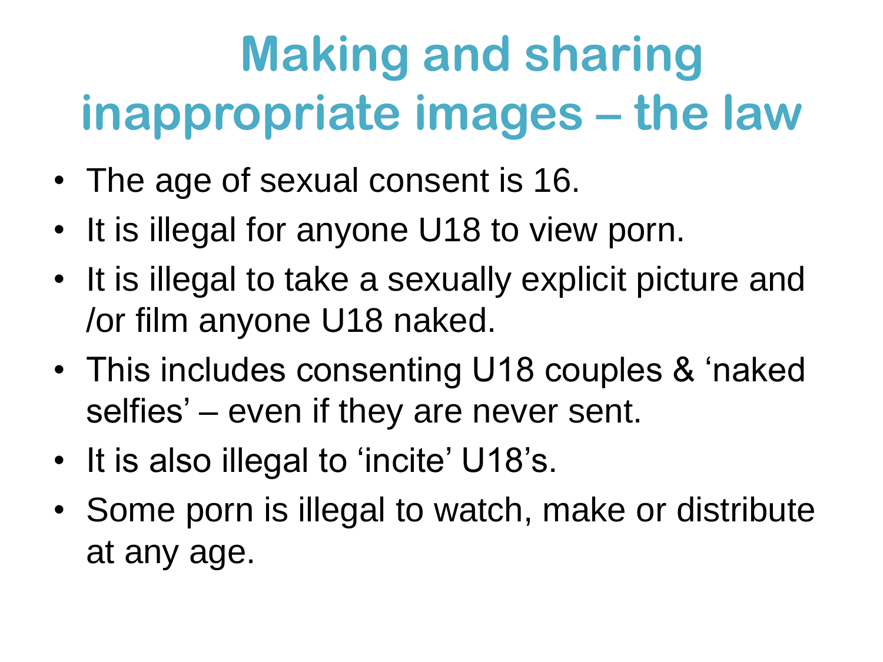# Making and sharing inappropriate images – the law

- The age of sexual consent is 16.
- It is illegal for anyone U18 to view porn.
- It is illegal to take a sexually explicit picture and /or film anyone U18 naked.
- This includes consenting U18 couples & 'naked selfies' – even if they are never sent.
- It is also illegal to 'incite' U18's.
- Some porn is illegal to watch, make or distribute at any age.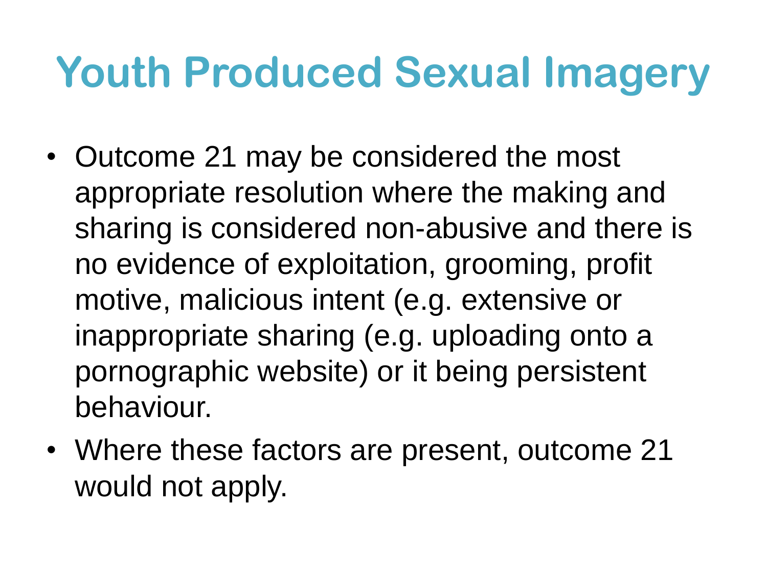# Youth Produced Sexual Imagery

- Outcome 21 may be considered the most appropriate resolution where the making and sharing is considered non-abusive and there is no evidence of exploitation, grooming, profit motive, malicious intent (e.g. extensive or inappropriate sharing (e.g. uploading onto a pornographic website) or it being persistent behaviour.
- Where these factors are present, outcome 21 would not apply.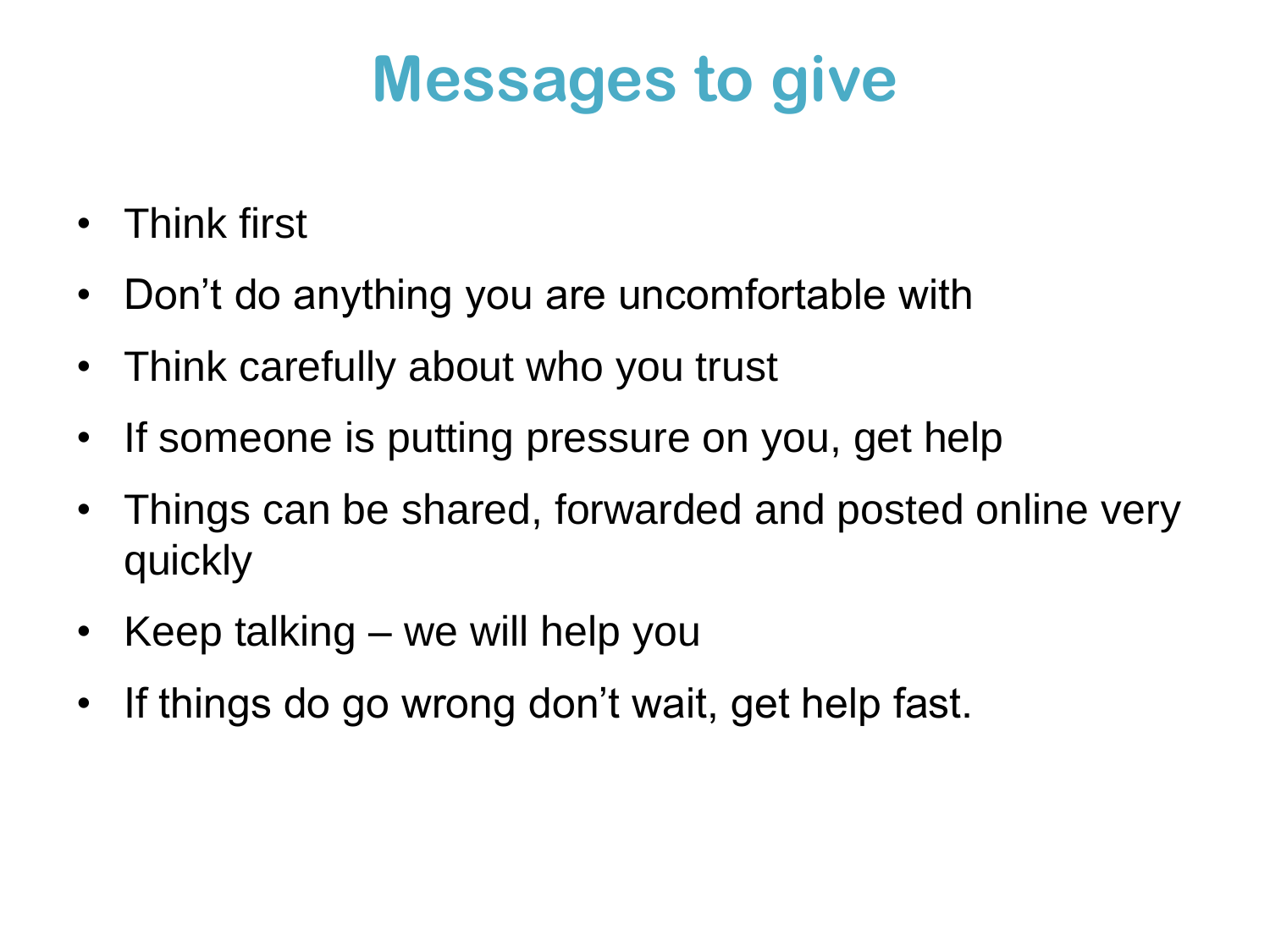# Messages to give

- Think first
- Don’t do anything you are uncomfortable with
- Think carefully about who you trust
- If someone is putting pressure on you, get help
- Things can be shared, forwarded and posted online very quickly
- Keep talking – we will help you
- If things do go wrong don’t wait, get help fast.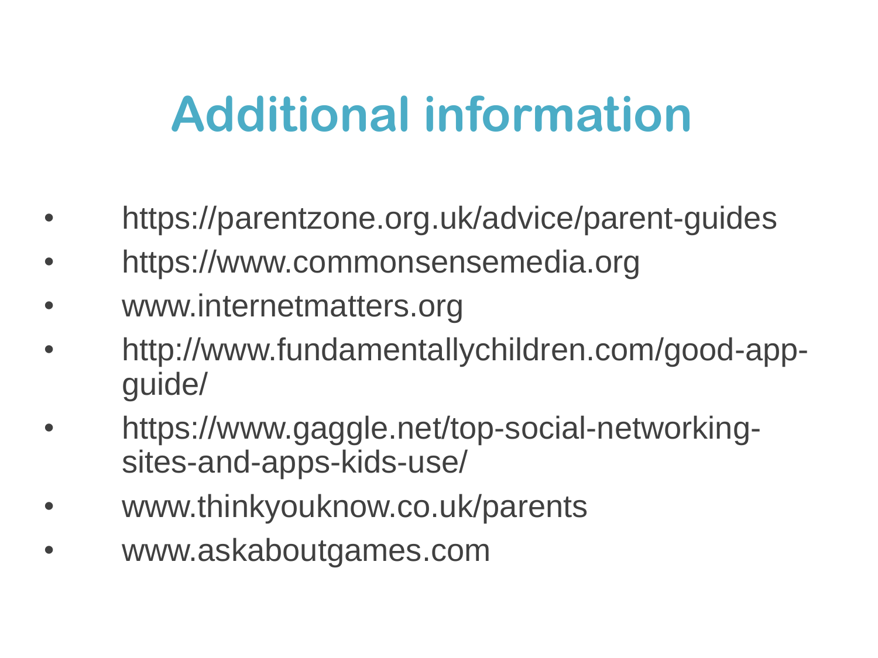# Additional information

- https://parentzone.org.uk/advice/parent-guides
- https://www.commonsensemedia.org
- www.internetmatters.org
- http://www.fundamentallychildren.com/good-app-guide/
- https://www.gaggle.net/top-social-networking-sites-and-apps-kids-use/
- www.thinkyouknow.co.uk/parents
- www.askaboutgames.com